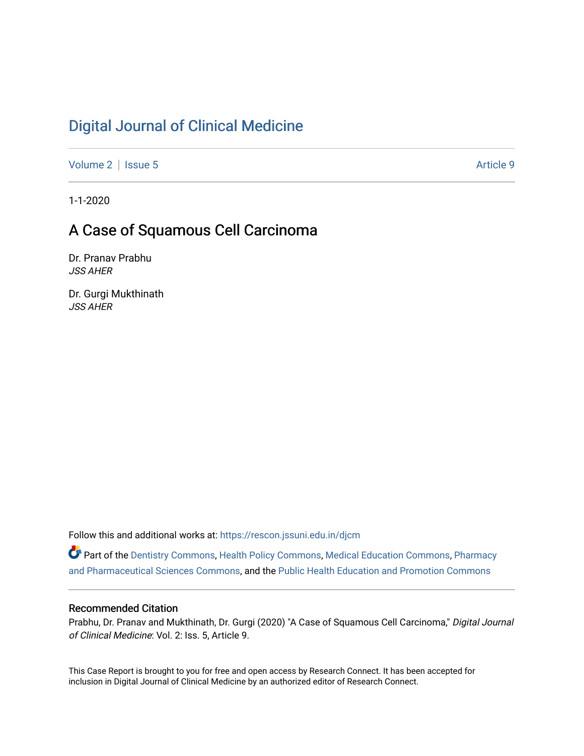# Digital Journal of Clinical Medicine

Volume 2 | Issue 5 Article 9

1-1-2020

## A Case of Squamous Cell Carcinoma

Dr. Pranav Prabhu
*JSS AHER*

Dr. Gurgi Mukthinath
*JSS AHER*

Follow this and additional works at: https://rescon.jssuni.edu.in/djcm

Part of the Dentistry Commons, Health Policy Commons, Medical Education Commons, Pharmacy and Pharmaceutical Sciences Commons, and the Public Health Education and Promotion Commons

### Recommended Citation

Prabhu, Dr. Pranav and Mukthinath, Dr. Gurgi (2020) "A Case of Squamous Cell Carcinoma," *Digital Journal of Clinical Medicine*: Vol. 2: Iss. 5, Article 9.

This Case Report is brought to you for free and open access by Research Connect. It has been accepted for inclusion in Digital Journal of Clinical Medicine by an authorized editor of Research Connect.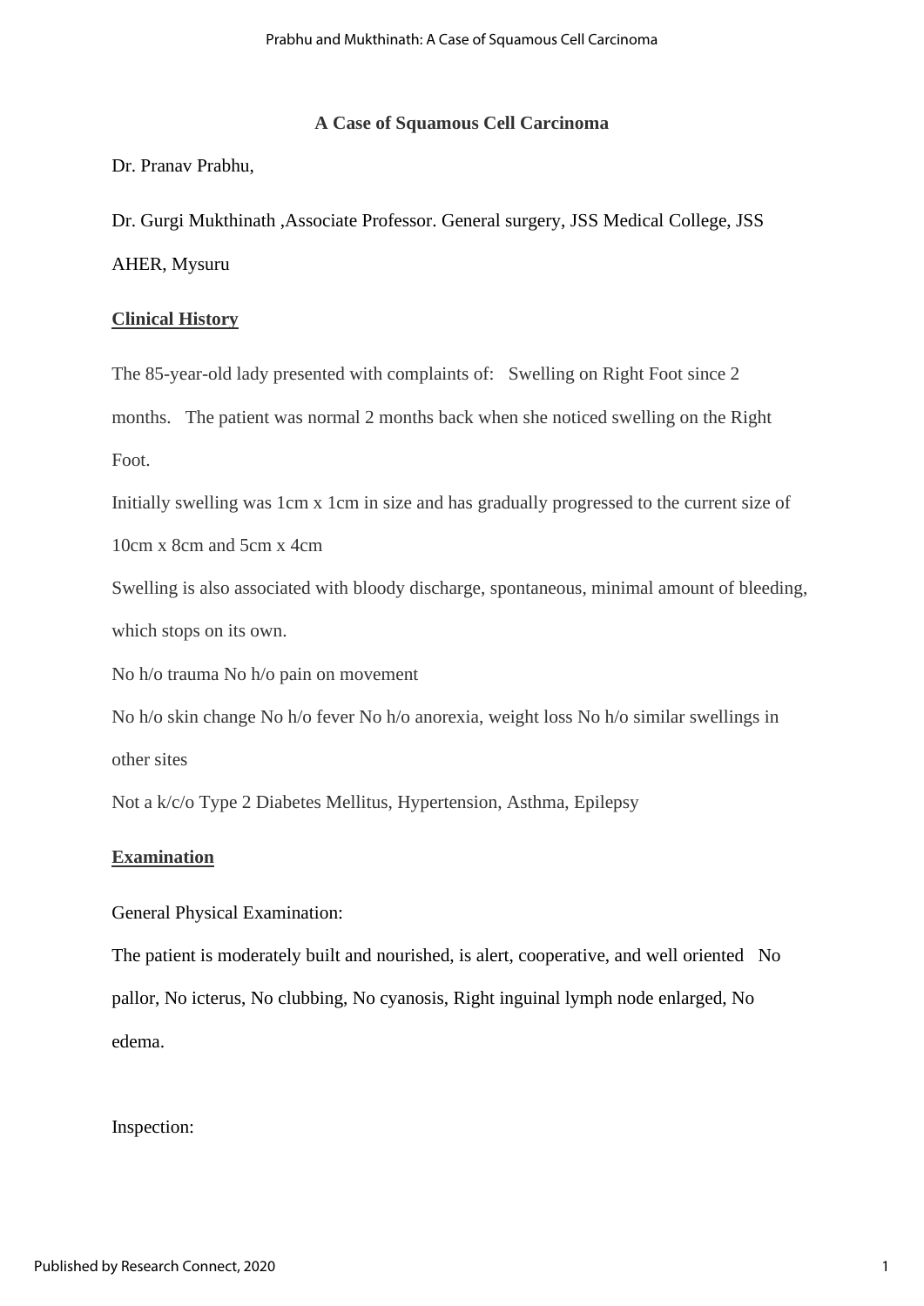**A Case of Squamous Cell Carcinoma**

Dr. Pranav Prabhu,

Dr. Gurgi Mukthinath ,Associate Professor. General surgery, JSS Medical College, JSS AHER, Mysuru

## Clinical History

The 85-year-old lady presented with complaints of: Swelling on Right Foot since 2 months. The patient was normal 2 months back when she noticed swelling on the Right Foot.

Initially swelling was 1cm x 1cm in size and has gradually progressed to the current size of 10cm x 8cm and 5cm x 4cm

Swelling is also associated with bloody discharge, spontaneous, minimal amount of bleeding, which stops on its own.

No h/o trauma No h/o pain on movement

No h/o skin change No h/o fever No h/o anorexia, weight loss No h/o similar swellings in other sites

Not a k/c/o Type 2 Diabetes Mellitus, Hypertension, Asthma, Epilepsy

## Examination

General Physical Examination:

The patient is moderately built and nourished, is alert, cooperative, and well oriented No pallor, No icterus, No clubbing, No cyanosis, Right inguinal lymph node enlarged, No edema.

Inspection: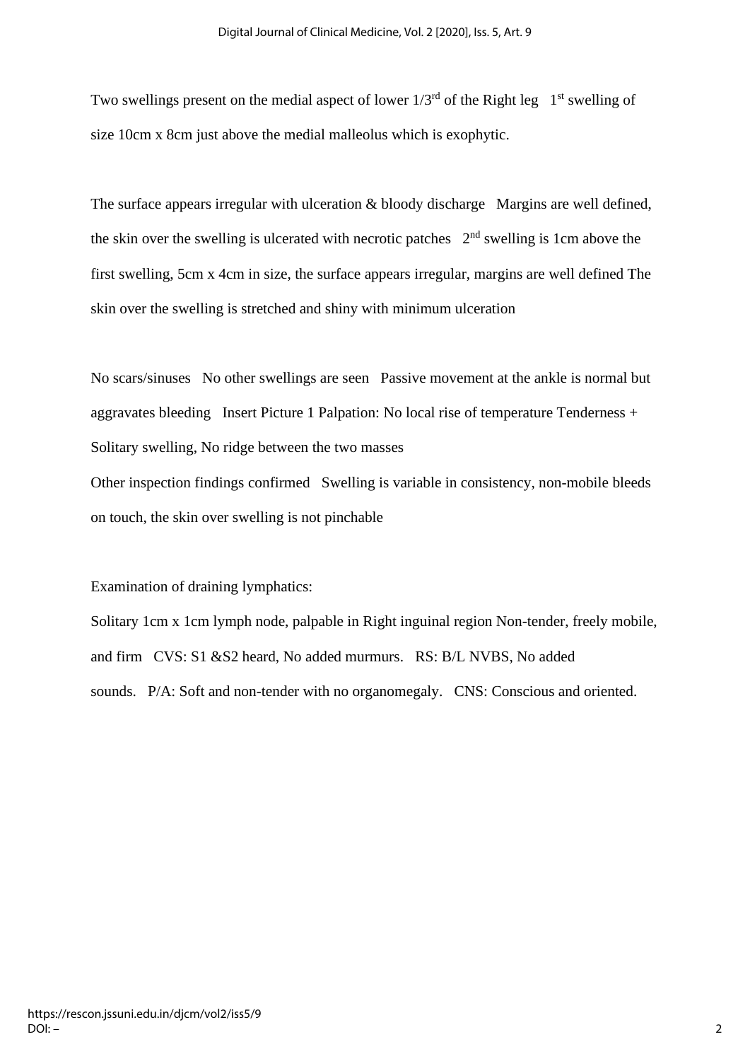Two swellings present on the medial aspect of lower 1/3rd of the Right leg   1st swelling of size 10cm x 8cm just above the medial malleolus which is exophytic.

The surface appears irregular with ulceration & bloody discharge   Margins are well defined, the skin over the swelling is ulcerated with necrotic patches   2nd swelling is 1cm above the first swelling, 5cm x 4cm in size, the surface appears irregular, margins are well defined The skin over the swelling is stretched and shiny with minimum ulceration

No scars/sinuses   No other swellings are seen   Passive movement at the ankle is normal but aggravates bleeding   Insert Picture 1 Palpation: No local rise of temperature Tenderness + Solitary swelling, No ridge between the two masses
Other inspection findings confirmed   Swelling is variable in consistency, non-mobile bleeds on touch, the skin over swelling is not pinchable

Examination of draining lymphatics:
Solitary 1cm x 1cm lymph node, palpable in Right inguinal region Non-tender, freely mobile, and firm   CVS: S1 &S2 heard, No added murmurs.   RS: B/L NVBS, No added sounds.   P/A: Soft and non-tender with no organomegaly.   CNS: Conscious and oriented.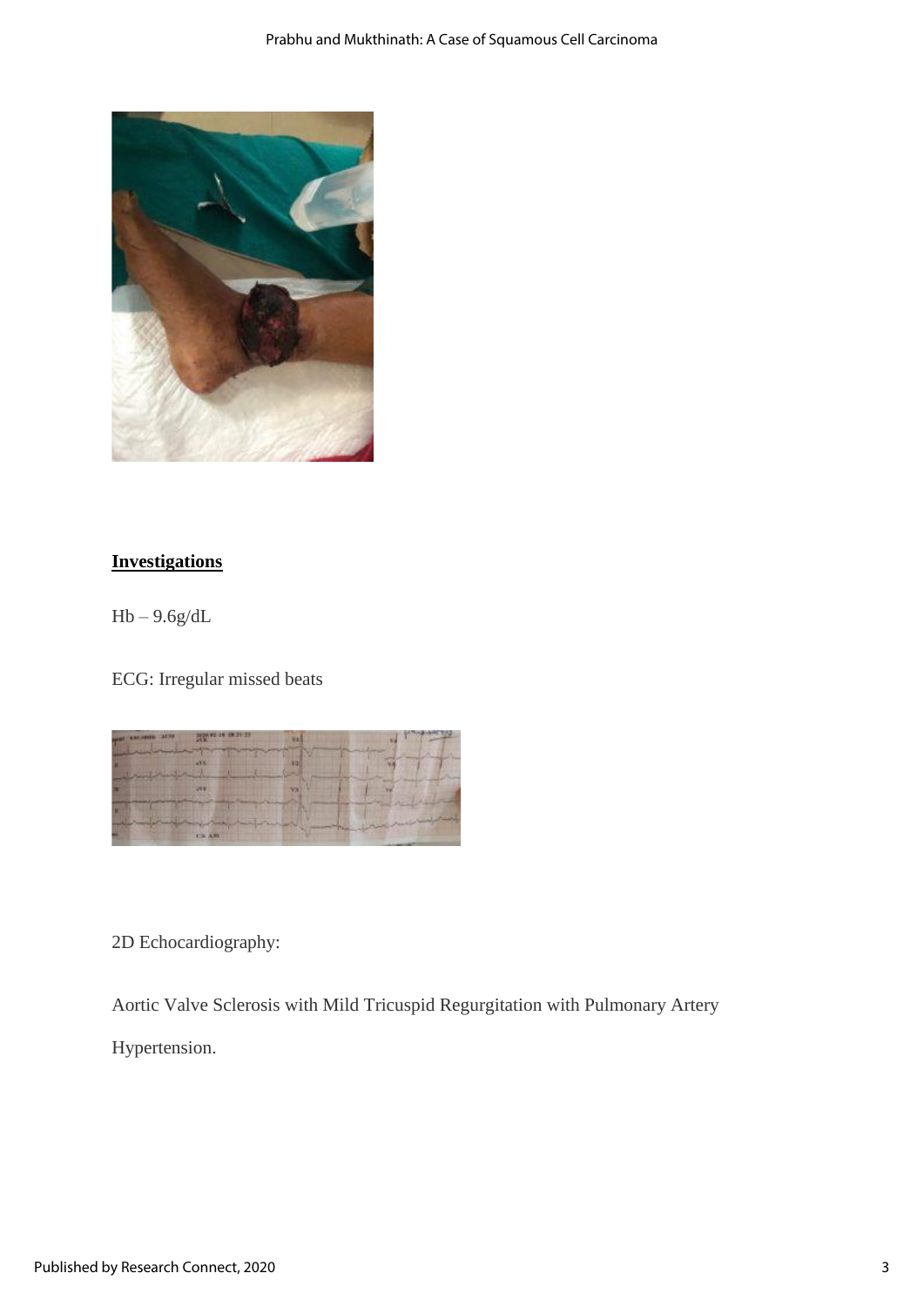## Investigations

Hb – 9.6g/dL

ECG: Irregular missed beats

2D Echocardiography:

Aortic Valve Sclerosis with Mild Tricuspid Regurgitation with Pulmonary Artery Hypertension.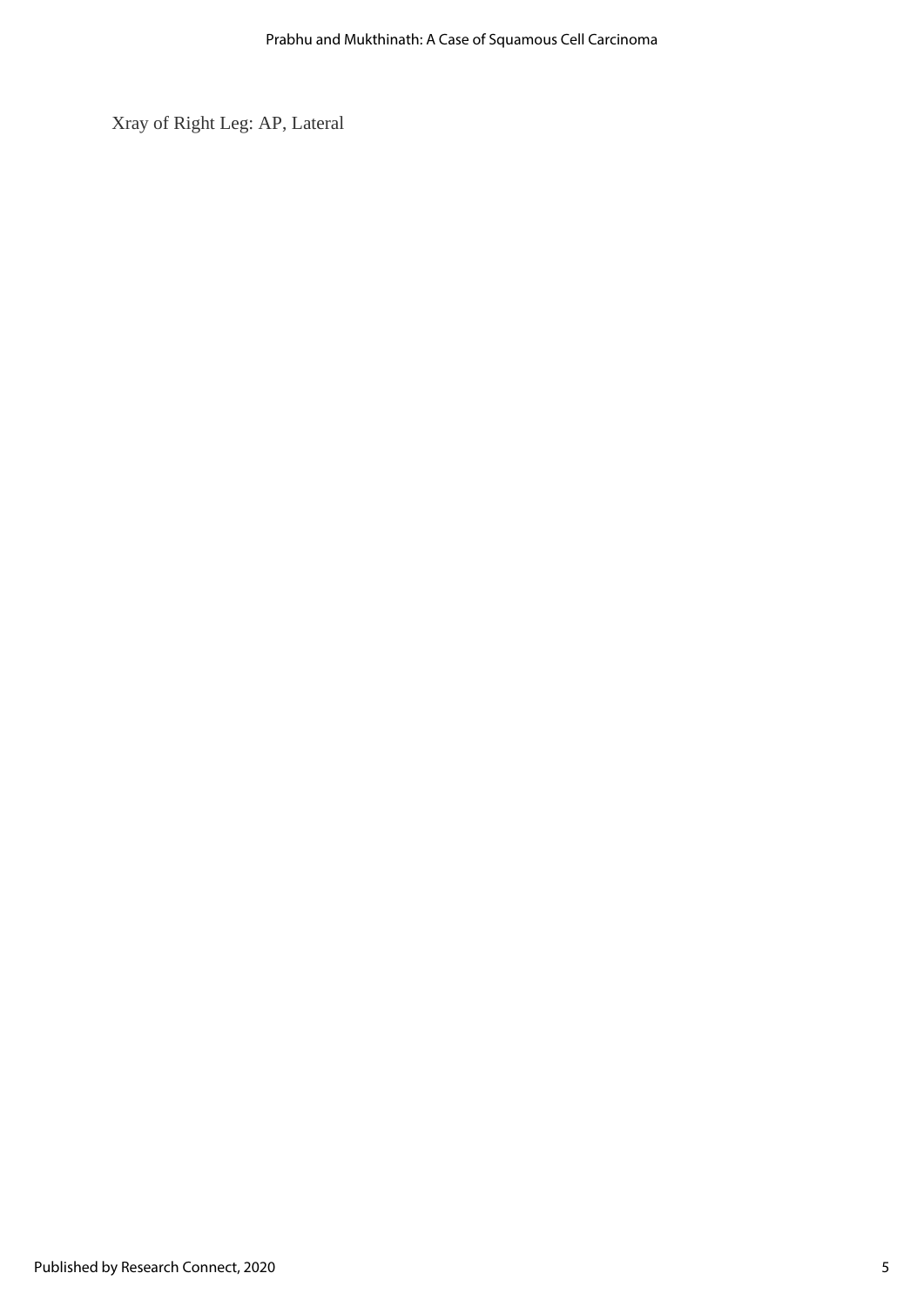Xray of Right Leg: AP, Lateral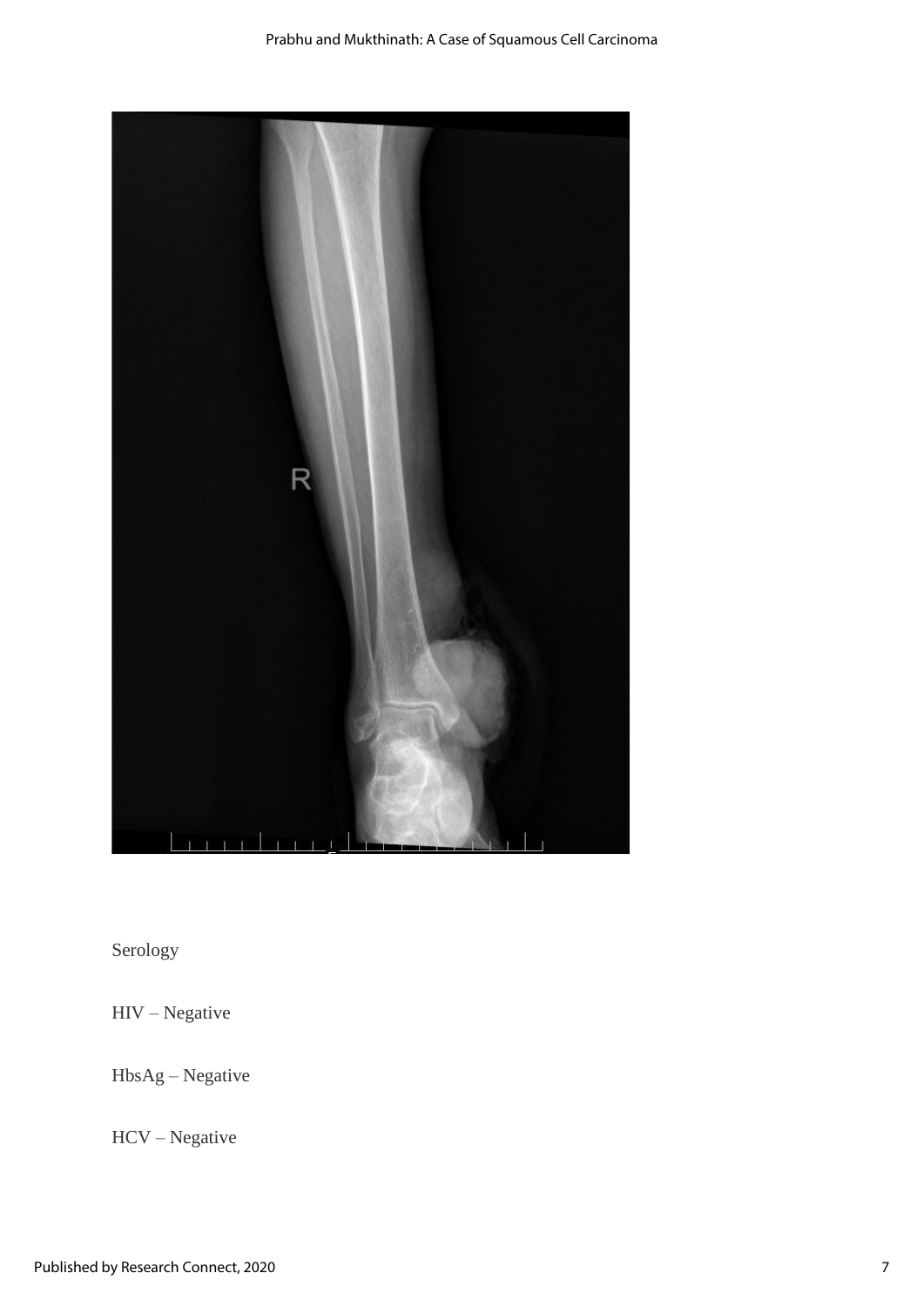Serology

HIV – Negative

HbsAg – Negative

HCV – Negative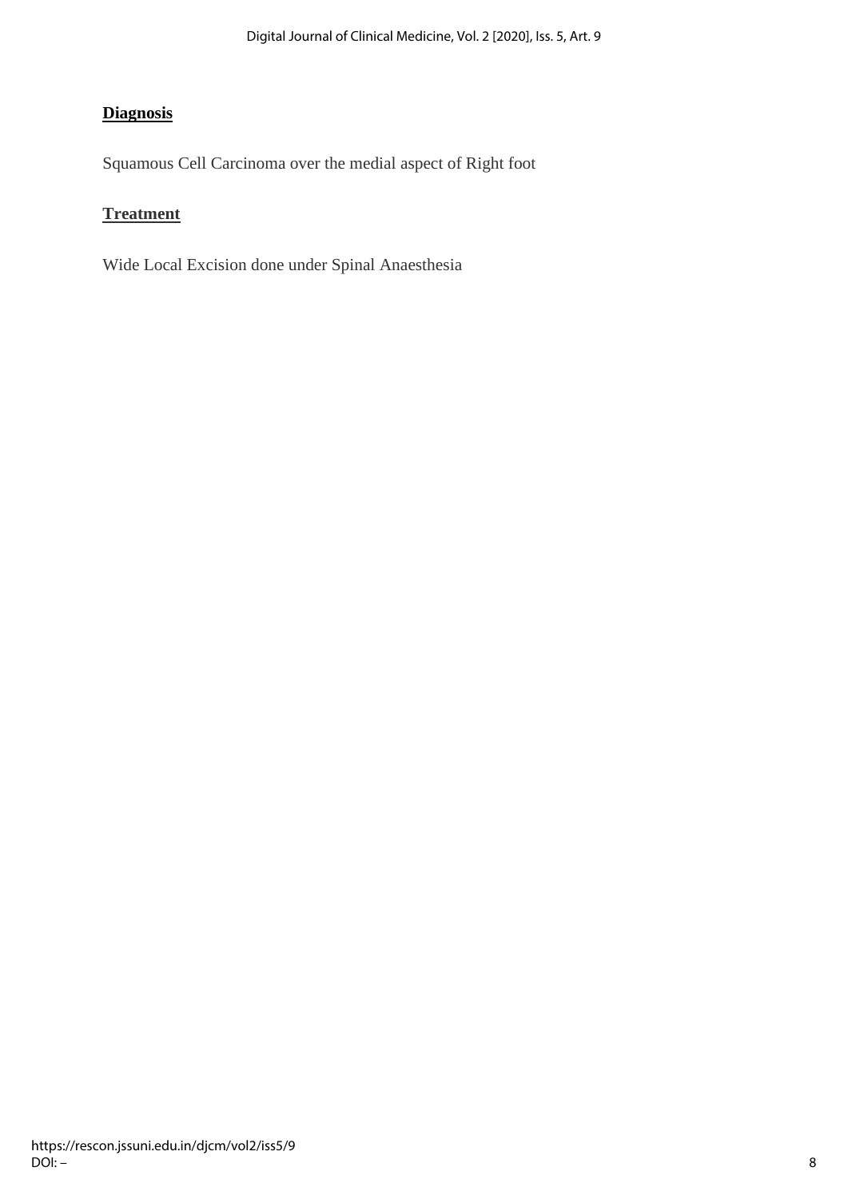## Diagnosis

Squamous Cell Carcinoma over the medial aspect of Right foot

## Treatment

Wide Local Excision done under Spinal Anaesthesia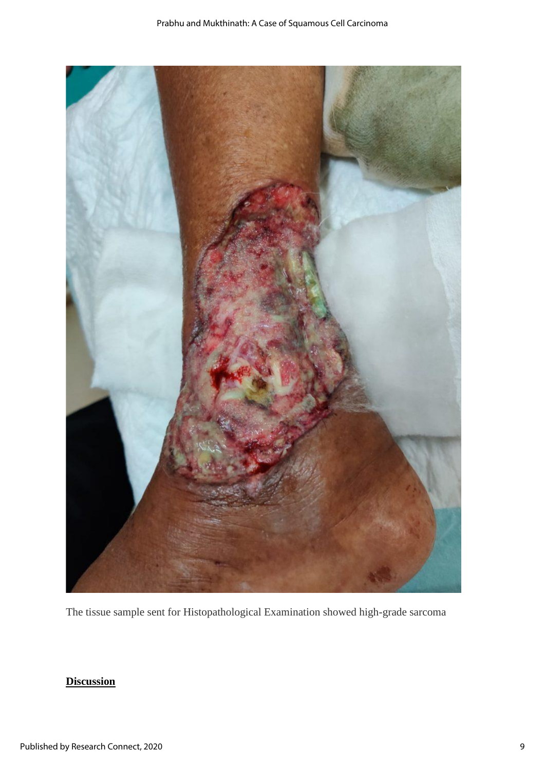The tissue sample sent for Histopathological Examination showed high-grade sarcoma

## Discussion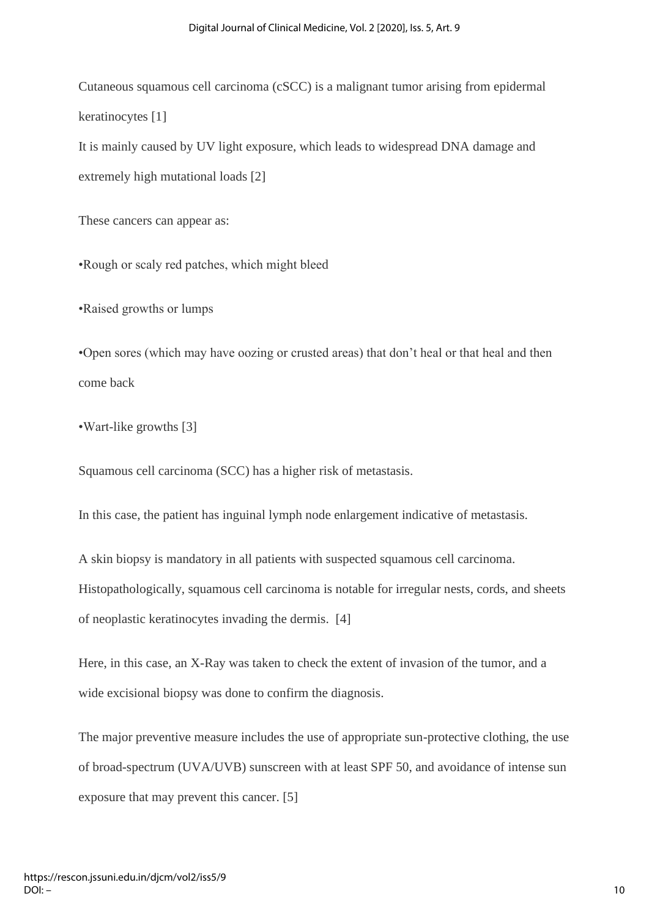Cutaneous squamous cell carcinoma (cSCC) is a malignant tumor arising from epidermal keratinocytes [1]

It is mainly caused by UV light exposure, which leads to widespread DNA damage and extremely high mutational loads [2]

These cancers can appear as:

•Rough or scaly red patches, which might bleed

•Raised growths or lumps

•Open sores (which may have oozing or crusted areas) that don't heal or that heal and then come back

•Wart-like growths [3]

Squamous cell carcinoma (SCC) has a higher risk of metastasis.

In this case, the patient has inguinal lymph node enlargement indicative of metastasis.

A skin biopsy is mandatory in all patients with suspected squamous cell carcinoma. Histopathologically, squamous cell carcinoma is notable for irregular nests, cords, and sheets of neoplastic keratinocytes invading the dermis. [4]

Here, in this case, an X-Ray was taken to check the extent of invasion of the tumor, and a wide excisional biopsy was done to confirm the diagnosis.

The major preventive measure includes the use of appropriate sun-protective clothing, the use of broad-spectrum (UVA/UVB) sunscreen with at least SPF 50, and avoidance of intense sun exposure that may prevent this cancer. [5]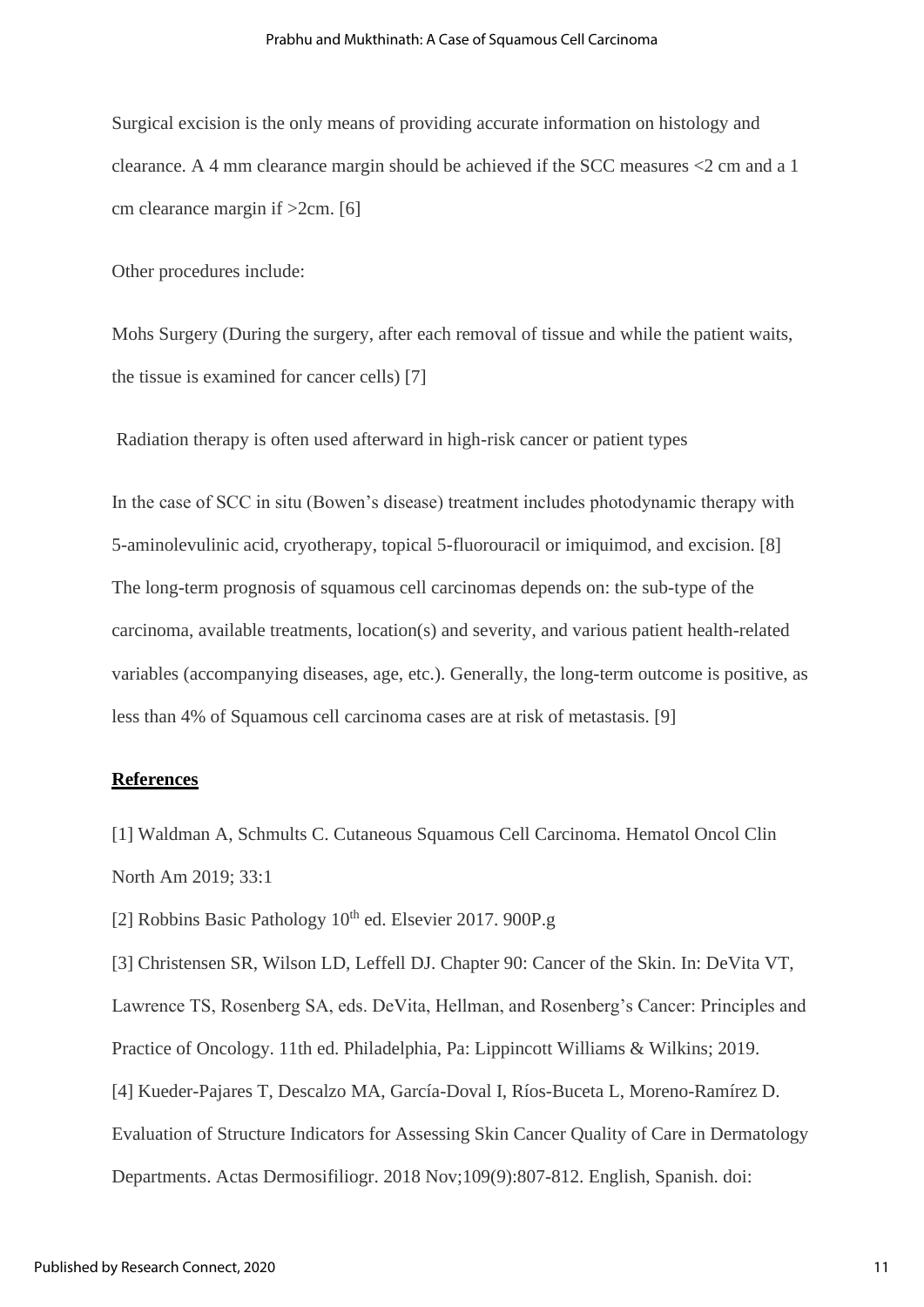Surgical excision is the only means of providing accurate information on histology and clearance. A 4 mm clearance margin should be achieved if the SCC measures <2 cm and a 1 cm clearance margin if >2cm. [6]

Other procedures include:

Mohs Surgery (During the surgery, after each removal of tissue and while the patient waits, the tissue is examined for cancer cells) [7]

Radiation therapy is often used afterward in high-risk cancer or patient types

In the case of SCC in situ (Bowen's disease) treatment includes photodynamic therapy with 5-aminolevulinic acid, cryotherapy, topical 5-fluorouracil or imiquimod, and excision. [8] The long-term prognosis of squamous cell carcinomas depends on: the sub-type of the carcinoma, available treatments, location(s) and severity, and various patient health-related variables (accompanying diseases, age, etc.). Generally, the long-term outcome is positive, as less than 4% of Squamous cell carcinoma cases are at risk of metastasis. [9]

## References

[1] Waldman A, Schmults C. Cutaneous Squamous Cell Carcinoma. Hematol Oncol Clin North Am 2019; 33:1

[2] Robbins Basic Pathology 10th ed. Elsevier 2017. 900P.g

[3] Christensen SR, Wilson LD, Leffell DJ. Chapter 90: Cancer of the Skin. In: DeVita VT, Lawrence TS, Rosenberg SA, eds. DeVita, Hellman, and Rosenberg's Cancer: Principles and Practice of Oncology. 11th ed. Philadelphia, Pa: Lippincott Williams & Wilkins; 2019.

[4] Kueder-Pajares T, Descalzo MA, García-Doval I, Ríos-Buceta L, Moreno-Ramírez D. Evaluation of Structure Indicators for Assessing Skin Cancer Quality of Care in Dermatology Departments. Actas Dermosifiliogr. 2018 Nov;109(9):807-812. English, Spanish. doi: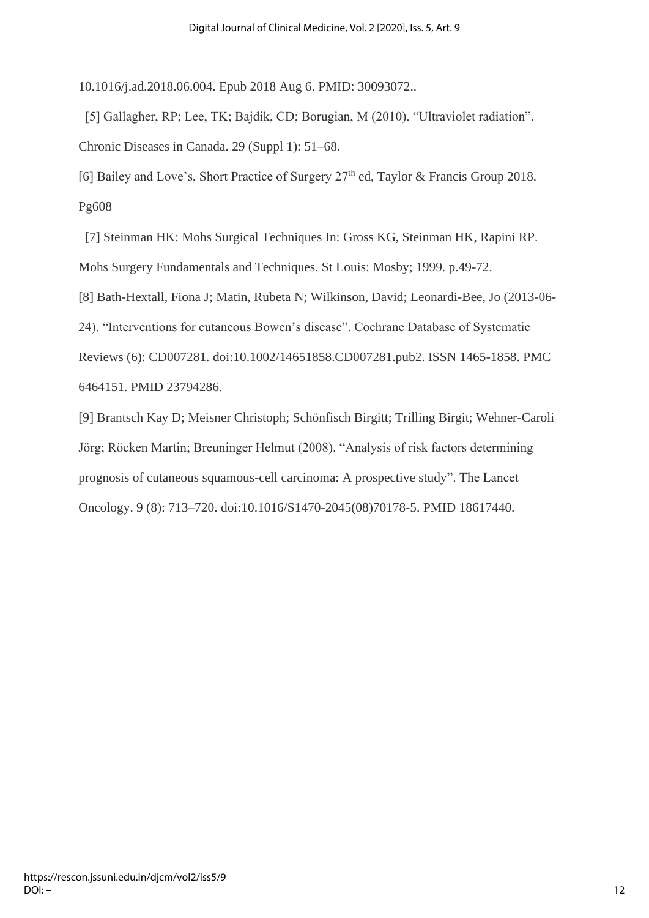10.1016/j.ad.2018.06.004. Epub 2018 Aug 6. PMID: 30093072..

[5] Gallagher, RP; Lee, TK; Bajdik, CD; Borugian, M (2010). "Ultraviolet radiation". Chronic Diseases in Canada. 29 (Suppl 1): 51–68.

[6] Bailey and Love's, Short Practice of Surgery 27th ed, Taylor & Francis Group 2018. Pg608

[7] Steinman HK: Mohs Surgical Techniques In: Gross KG, Steinman HK, Rapini RP. Mohs Surgery Fundamentals and Techniques. St Louis: Mosby; 1999. p.49-72.

[8] Bath-Hextall, Fiona J; Matin, Rubeta N; Wilkinson, David; Leonardi-Bee, Jo (2013-06-24). "Interventions for cutaneous Bowen's disease". Cochrane Database of Systematic Reviews (6): CD007281. doi:10.1002/14651858.CD007281.pub2. ISSN 1465-1858. PMC 6464151. PMID 23794286.

[9] Brantsch Kay D; Meisner Christoph; Schönfisch Birgitt; Trilling Birgit; Wehner-Caroli Jörg; Röcken Martin; Breuninger Helmut (2008). "Analysis of risk factors determining prognosis of cutaneous squamous-cell carcinoma: A prospective study". The Lancet Oncology. 9 (8): 713–720. doi:10.1016/S1470-2045(08)70178-5. PMID 18617440.